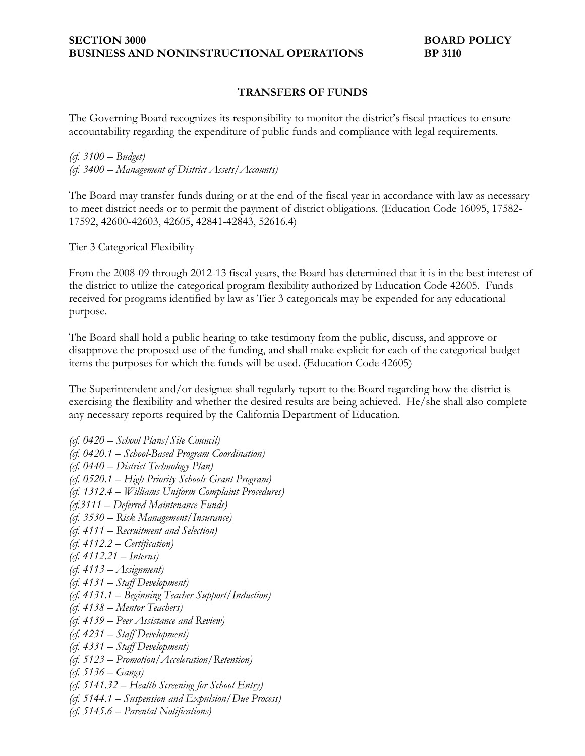**SECTION 3000**
**BUSINESS AND NONINSTRUCTIONAL OPERATIONS**

**BOARD POLICY**
**BP 3110**

## TRANSFERS OF FUNDS

The Governing Board recognizes its responsibility to monitor the district's fiscal practices to ensure accountability regarding the expenditure of public funds and compliance with legal requirements.

*(cf. 3100 – Budget)*
*(cf. 3400 – Management of District Assets/Accounts)*

The Board may transfer funds during or at the end of the fiscal year in accordance with law as necessary to meet district needs or to permit the payment of district obligations. (Education Code 16095, 17582-17592, 42600-42603, 42605, 42841-42843, 52616.4)

Tier 3 Categorical Flexibility

From the 2008-09 through 2012-13 fiscal years, the Board has determined that it is in the best interest of the district to utilize the categorical program flexibility authorized by Education Code 42605. Funds received for programs identified by law as Tier 3 categoricals may be expended for any educational purpose.

The Board shall hold a public hearing to take testimony from the public, discuss, and approve or disapprove the proposed use of the funding, and shall make explicit for each of the categorical budget items the purposes for which the funds will be used. (Education Code 42605)

The Superintendent and/or designee shall regularly report to the Board regarding how the district is exercising the flexibility and whether the desired results are being achieved. He/she shall also complete any necessary reports required by the California Department of Education.

*(cf. 0420 – School Plans/Site Council)*
*(cf. 0420.1 – School-Based Program Coordination)*
*(cf. 0440 – District Technology Plan)*
*(cf. 0520.1 – High Priority Schools Grant Program)*
*(cf. 1312.4 – Williams Uniform Complaint Procedures)*
*(cf.3111 – Deferred Maintenance Funds)*
*(cf. 3530 – Risk Management/Insurance)*
*(cf. 4111 – Recruitment and Selection)*
*(cf. 4112.2 – Certification)*
*(cf. 4112.21 – Interns)*
*(cf. 4113 – Assignment)*
*(cf. 4131 – Staff Development)*
*(cf. 4131.1 – Beginning Teacher Support/Induction)*
*(cf. 4138 – Mentor Teachers)*
*(cf. 4139 – Peer Assistance and Review)*
*(cf. 4231 – Staff Development)*
*(cf. 4331 – Staff Development)*
*(cf. 5123 – Promotion/Acceleration/Retention)*
*(cf. 5136 – Gangs)*
*(cf. 5141.32 – Health Screening for School Entry)*
*(cf. 5144.1 – Suspension and Expulsion/Due Process)*
*(cf. 5145.6 – Parental Notifications)*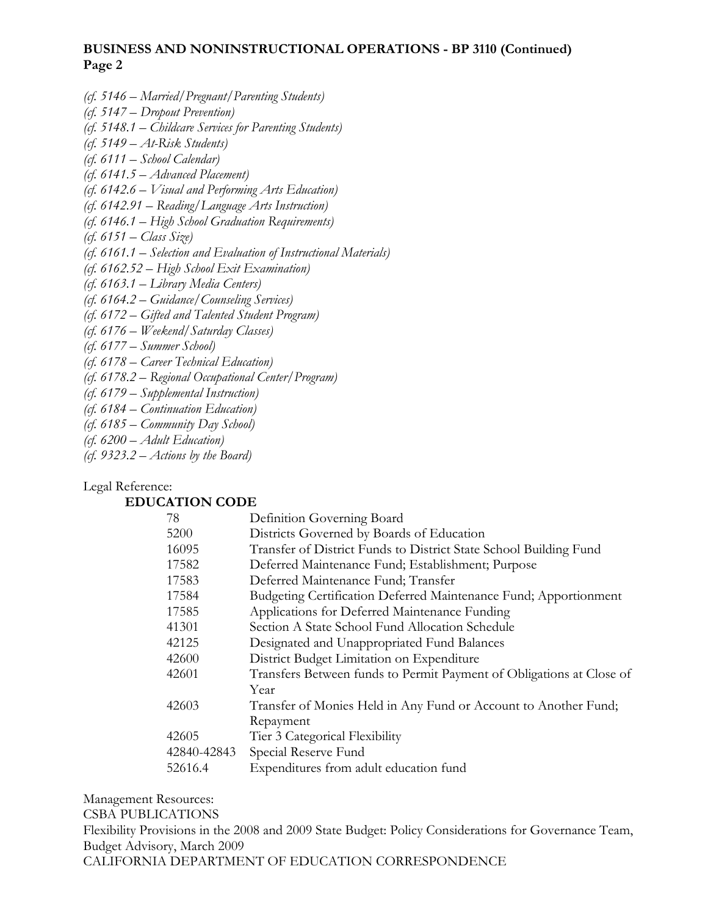*(cf. 5146 – Married/Pregnant/Parenting Students)*
*(cf. 5147 – Dropout Prevention)*
*(cf. 5148.1 – Childcare Services for Parenting Students)*
*(cf. 5149 – At-Risk Students)*
*(cf. 6111 – School Calendar)*
*(cf. 6141.5 – Advanced Placement)*
*(cf. 6142.6 – Visual and Performing Arts Education)*
*(cf. 6142.91 – Reading/Language Arts Instruction)*
*(cf. 6146.1 – High School Graduation Requirements)*
*(cf. 6151 – Class Size)*
*(cf. 6161.1 – Selection and Evaluation of Instructional Materials)*
*(cf. 6162.52 – High School Exit Examination)*
*(cf. 6163.1 – Library Media Centers)*
*(cf. 6164.2 – Guidance/Counseling Services)*
*(cf. 6172 – Gifted and Talented Student Program)*
*(cf. 6176 – Weekend/Saturday Classes)*
*(cf. 6177 – Summer School)*
*(cf. 6178 – Career Technical Education)*
*(cf. 6178.2 – Regional Occupational Center/Program)*
*(cf. 6179 – Supplemental Instruction)*
*(cf. 6184 – Continuation Education)*
*(cf. 6185 – Community Day School)*
*(cf. 6200 – Adult Education)*
*(cf. 9323.2 – Actions by the Board)*

Legal Reference:

**EDUCATION CODE**

| | |
|---|---|
| 78 | Definition Governing Board |
| 5200 | Districts Governed by Boards of Education |
| 16095 | Transfer of District Funds to District State School Building Fund |
| 17582 | Deferred Maintenance Fund; Establishment; Purpose |
| 17583 | Deferred Maintenance Fund; Transfer |
| 17584 | Budgeting Certification Deferred Maintenance Fund; Apportionment |
| 17585 | Applications for Deferred Maintenance Funding |
| 41301 | Section A State School Fund Allocation Schedule |
| 42125 | Designated and Unappropriated Fund Balances |
| 42600 | District Budget Limitation on Expenditure |
| 42601 | Transfers Between funds to Permit Payment of Obligations at Close of Year |
| 42603 | Transfer of Monies Held in Any Fund or Account to Another Fund; Repayment |
| 42605 | Tier 3 Categorical Flexibility |
| 42840-42843 | Special Reserve Fund |
| 52616.4 | Expenditures from adult education fund |

Management Resources:

CSBA PUBLICATIONS

Flexibility Provisions in the 2008 and 2009 State Budget: Policy Considerations for Governance Team, Budget Advisory, March 2009

CALIFORNIA DEPARTMENT OF EDUCATION CORRESPONDENCE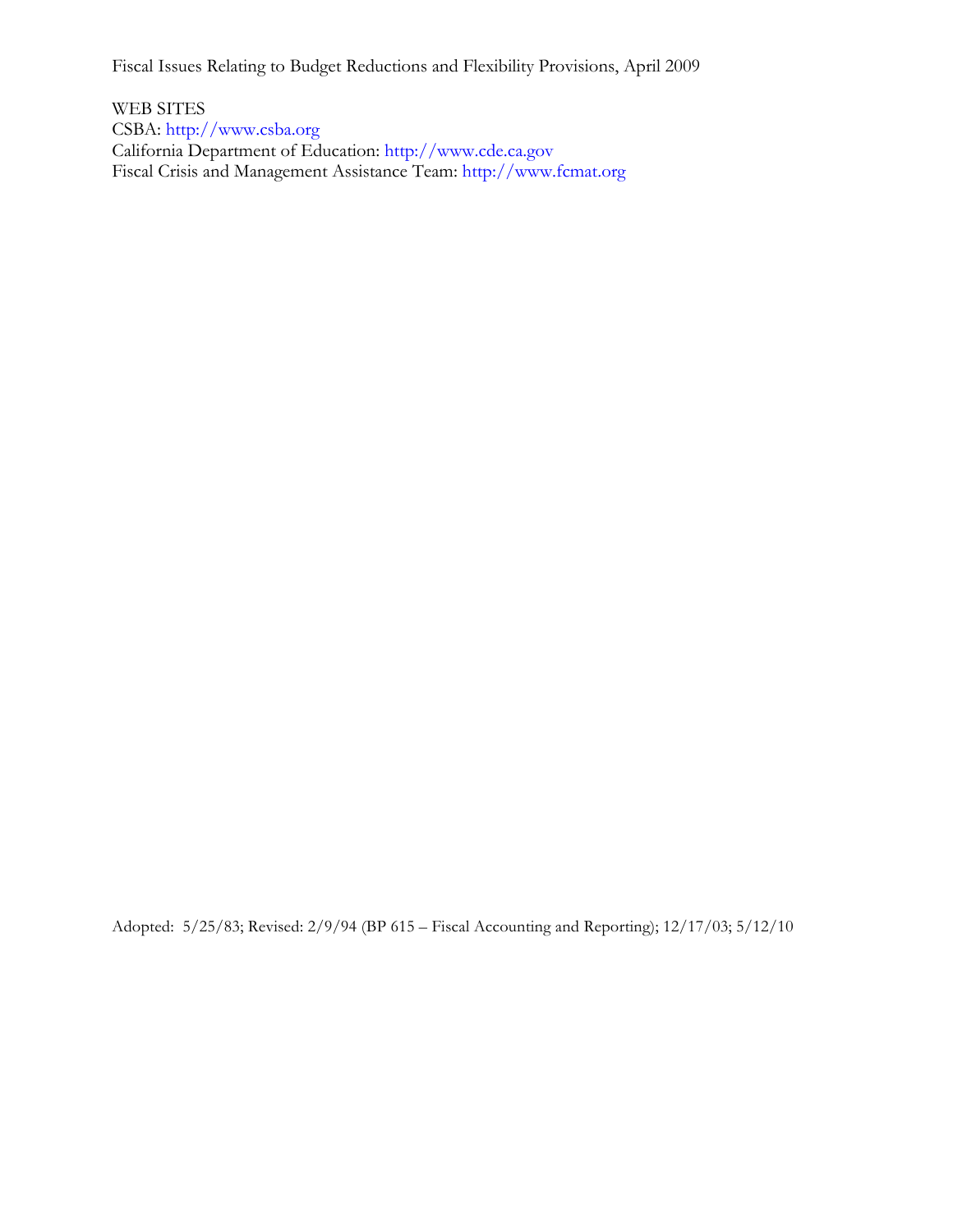Fiscal Issues Relating to Budget Reductions and Flexibility Provisions, April 2009

WEB SITES
CSBA: http://www.csba.org
California Department of Education: http://www.cde.ca.gov
Fiscal Crisis and Management Assistance Team: http://www.fcmat.org

Adopted: 5/25/83; Revised: 2/9/94 (BP 615 – Fiscal Accounting and Reporting); 12/17/03; 5/12/10